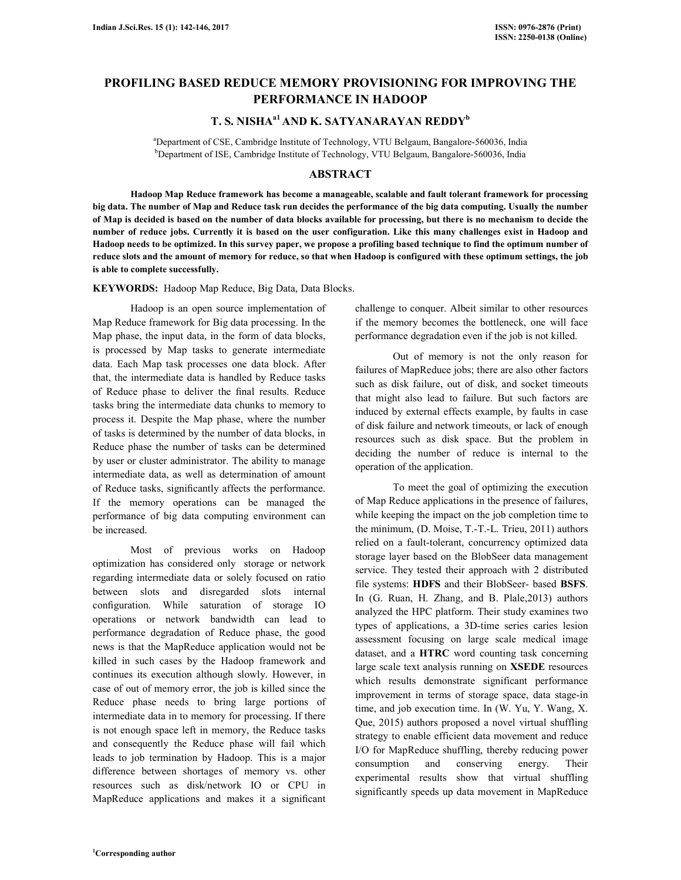# PROFILING BASED REDUCE MEMORY PROVISIONING FOR IMPROVING THE PERFORMANCE IN HADOOP

**T. S. NISHA[a1] AND K. SATYANARAYAN REDDY[b]**

[a]Department of CSE, Cambridge Institute of Technology, VTU Belgaum, Bangalore-560036, India
[b]Department of ISE, Cambridge Institute of Technology, VTU Belgaum, Bangalore-560036, India

## ABSTRACT

**Hadoop Map Reduce framework has become a manageable, scalable and fault tolerant framework for processing big data. The number of Map and Reduce task run decides the performance of the big data computing. Usually the number of Map is decided is based on the number of data blocks available for processing, but there is no mechanism to decide the number of reduce jobs. Currently it is based on the user configuration. Like this many challenges exist in Hadoop and Hadoop needs to be optimized. In this survey paper, we propose a profiling based technique to find the optimum number of reduce slots and the amount of memory for reduce, so that when Hadoop is configured with these optimum settings, the job is able to complete successfully.**

**KEYWORDS:** Hadoop Map Reduce, Big Data, Data Blocks.

Hadoop is an open source implementation of Map Reduce framework for Big data processing. In the Map phase, the input data, in the form of data blocks, is processed by Map tasks to generate intermediate data. Each Map task processes one data block. After that, the intermediate data is handled by Reduce tasks of Reduce phase to deliver the final results. Reduce tasks bring the intermediate data chunks to memory to process it. Despite the Map phase, where the number of tasks is determined by the number of data blocks, in Reduce phase the number of tasks can be determined by user or cluster administrator. The ability to manage intermediate data, as well as determination of amount of Reduce tasks, significantly affects the performance. If the memory operations can be managed the performance of big data computing environment can be increased.

Most of previous works on Hadoop optimization has considered only storage or network regarding intermediate data or solely focused on ratio between slots and disregarded slots internal configuration. While saturation of storage IO operations or network bandwidth can lead to performance degradation of Reduce phase, the good news is that the MapReduce application would not be killed in such cases by the Hadoop framework and continues its execution although slowly. However, in case of out of memory error, the job is killed since the Reduce phase needs to bring large portions of intermediate data in to memory for processing. If there is not enough space left in memory, the Reduce tasks and consequently the Reduce phase will fail which leads to job termination by Hadoop. This is a major difference between shortages of memory vs. other resources such as disk/network IO or CPU in MapReduce applications and makes it a significant challenge to conquer. Albeit similar to other resources if the memory becomes the bottleneck, one will face performance degradation even if the job is not killed.

Out of memory is not the only reason for failures of MapReduce jobs; there are also other factors such as disk failure, out of disk, and socket timeouts that might also lead to failure. But such factors are induced by external effects example, by faults in case of disk failure and network timeouts, or lack of enough resources such as disk space. But the problem in deciding the number of reduce is internal to the operation of the application.

To meet the goal of optimizing the execution of Map Reduce applications in the presence of failures, while keeping the impact on the job completion time to the minimum, (D. Moise, T.-T.-L. Trieu, 2011) authors relied on a fault-tolerant, concurrency optimized data storage layer based on the BlobSeer data management service. They tested their approach with 2 distributed file systems: **HDFS** and their BlobSeer- based **BSFS**. In (G. Ruan, H. Zhang, and B. Plale,2013) authors analyzed the HPC platform. Their study examines two types of applications, a 3D-time series caries lesion assessment focusing on large scale medical image dataset, and a **HTRC** word counting task concerning large scale text analysis running on **XSEDE** resources which results demonstrate significant performance improvement in terms of storage space, data stage-in time, and job execution time. In (W. Yu, Y. Wang, X. Que, 2015) authors proposed a novel virtual shuffling strategy to enable efficient data movement and reduce I/O for MapReduce shuffling, thereby reducing power consumption and conserving energy. Their experimental results show that virtual shuffling significantly speeds up data movement in MapReduce

[1]Corresponding author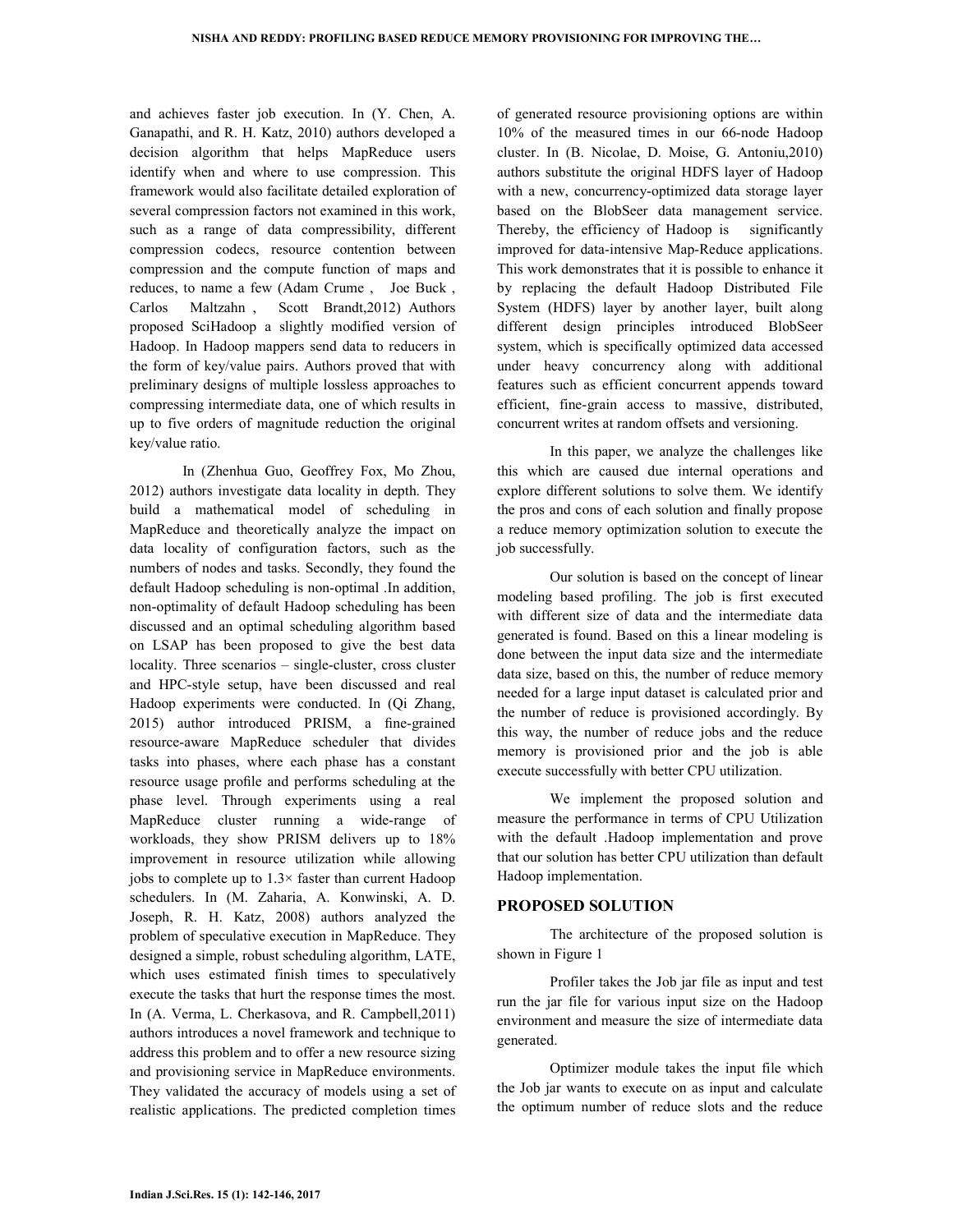and achieves faster job execution. In (Y. Chen, A. Ganapathi, and R. H. Katz, 2010) authors developed a decision algorithm that helps MapReduce users identify when and where to use compression. This framework would also facilitate detailed exploration of several compression factors not examined in this work, such as a range of data compressibility, different compression codecs, resource contention between compression and the compute function of maps and reduces, to name a few (Adam Crume , Joe Buck , Carlos Maltzahn , Scott Brandt,2012) Authors proposed SciHadoop a slightly modified version of Hadoop. In Hadoop mappers send data to reducers in the form of key/value pairs. Authors proved that with preliminary designs of multiple lossless approaches to compressing intermediate data, one of which results in up to five orders of magnitude reduction the original key/value ratio.

In (Zhenhua Guo, Geoffrey Fox, Mo Zhou, 2012) authors investigate data locality in depth. They build a mathematical model of scheduling in MapReduce and theoretically analyze the impact on data locality of configuration factors, such as the numbers of nodes and tasks. Secondly, they found the default Hadoop scheduling is non-optimal .In addition, non-optimality of default Hadoop scheduling has been discussed and an optimal scheduling algorithm based on LSAP has been proposed to give the best data locality. Three scenarios – single-cluster, cross cluster and HPC-style setup, have been discussed and real Hadoop experiments were conducted. In (Qi Zhang, 2015) author introduced PRISM, a fine-grained resource-aware MapReduce scheduler that divides tasks into phases, where each phase has a constant resource usage profile and performs scheduling at the phase level. Through experiments using a real MapReduce cluster running a wide-range of workloads, they show PRISM delivers up to 18% improvement in resource utilization while allowing jobs to complete up to 1.3× faster than current Hadoop schedulers. In (M. Zaharia, A. Konwinski, A. D. Joseph, R. H. Katz, 2008) authors analyzed the problem of speculative execution in MapReduce. They designed a simple, robust scheduling algorithm, LATE, which uses estimated finish times to speculatively execute the tasks that hurt the response times the most. In (A. Verma, L. Cherkasova, and R. Campbell,2011) authors introduces a novel framework and technique to address this problem and to offer a new resource sizing and provisioning service in MapReduce environments. They validated the accuracy of models using a set of realistic applications. The predicted completion times of generated resource provisioning options are within 10% of the measured times in our 66-node Hadoop cluster. In (B. Nicolae, D. Moise, G. Antoniu,2010) authors substitute the original HDFS layer of Hadoop with a new, concurrency-optimized data storage layer based on the BlobSeer data management service. Thereby, the efficiency of Hadoop is significantly improved for data-intensive Map-Reduce applications. This work demonstrates that it is possible to enhance it by replacing the default Hadoop Distributed File System (HDFS) layer by another layer, built along different design principles introduced BlobSeer system, which is specifically optimized data accessed under heavy concurrency along with additional features such as efficient concurrent appends toward efficient, fine-grain access to massive, distributed, concurrent writes at random offsets and versioning.

In this paper, we analyze the challenges like this which are caused due internal operations and explore different solutions to solve them. We identify the pros and cons of each solution and finally propose a reduce memory optimization solution to execute the job successfully.

Our solution is based on the concept of linear modeling based profiling. The job is first executed with different size of data and the intermediate data generated is found. Based on this a linear modeling is done between the input data size and the intermediate data size, based on this, the number of reduce memory needed for a large input dataset is calculated prior and the number of reduce is provisioned accordingly. By this way, the number of reduce jobs and the reduce memory is provisioned prior and the job is able execute successfully with better CPU utilization.

We implement the proposed solution and measure the performance in terms of CPU Utilization with the default .Hadoop implementation and prove that our solution has better CPU utilization than default Hadoop implementation.

## PROPOSED SOLUTION

The architecture of the proposed solution is shown in Figure 1

Profiler takes the Job jar file as input and test run the jar file for various input size on the Hadoop environment and measure the size of intermediate data generated.

Optimizer module takes the input file which the Job jar wants to execute on as input and calculate the optimum number of reduce slots and the reduce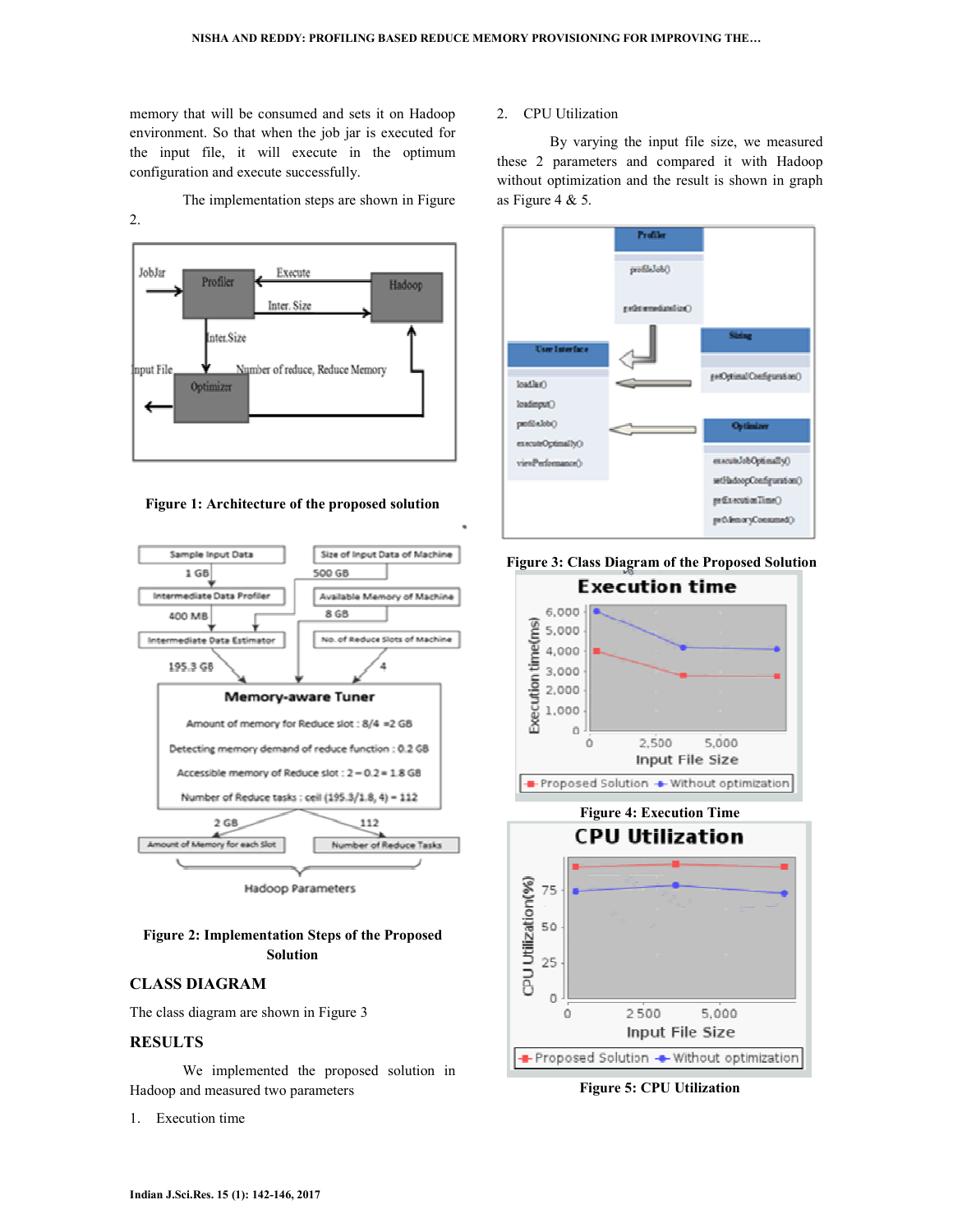memory that will be consumed and sets it on Hadoop environment. So that when the job jar is executed for the input file, it will execute in the optimum configuration and execute successfully.

The implementation steps are shown in Figure 2.

Figure 1: Architecture of the proposed solution

Figure 2: Implementation Steps of the Proposed Solution

## CLASS DIAGRAM

The class diagram are shown in Figure 3

## RESULTS

We implemented the proposed solution in Hadoop and measured two parameters

1. Execution time
2. CPU Utilization

By varying the input file size, we measured these 2 parameters and compared it with Hadoop without optimization and the result is shown in graph as Figure 4 & 5.

Figure 3: Class Diagram of the Proposed Solution

Figure 4: Execution Time

Figure 5: CPU Utilization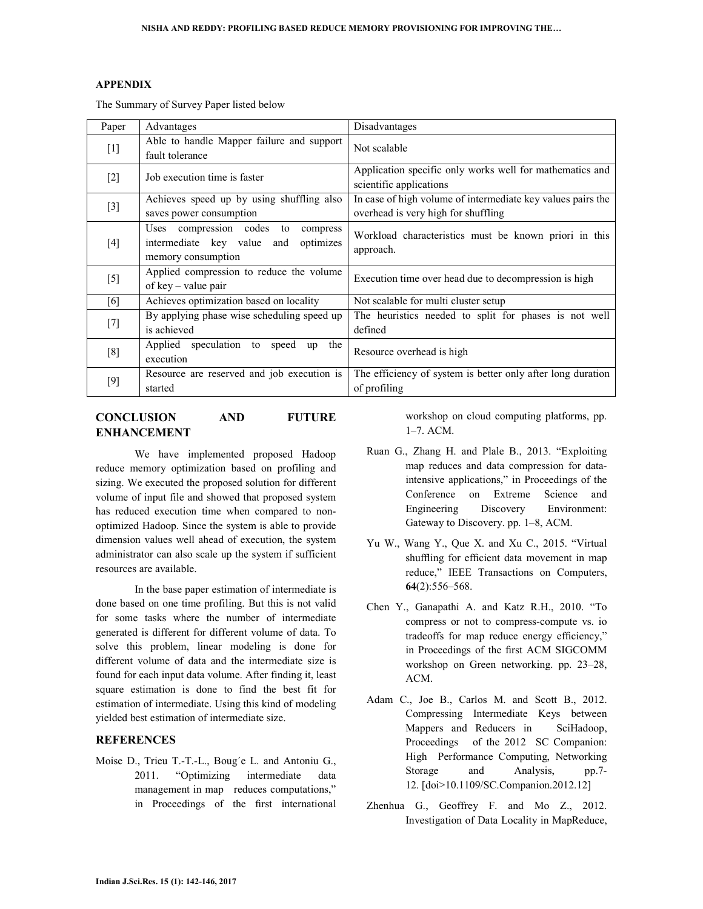## APPENDIX

The Summary of Survey Paper listed below

| Paper | Advantages | Disadvantages |
|---|---|---|
| [1] | Able to handle Mapper failure and support fault tolerance | Not scalable |
| [2] | Job execution time is faster | Application specific only works well for mathematics and scientific applications |
| [3] | Achieves speed up by using shuffling also saves power consumption | In case of high volume of intermediate key values pairs the overhead is very high for shuffling |
| [4] | Uses compression codes to compress intermediate key value and optimizes memory consumption | Workload characteristics must be known priori in this approach. |
| [5] | Applied compression to reduce the volume of key – value pair | Execution time over head due to decompression is high |
| [6] | Achieves optimization based on locality | Not scalable for multi cluster setup |
| [7] | By applying phase wise scheduling speed up is achieved | The heuristics needed to split for phases is not well defined |
| [8] | Applied speculation to speed up the execution | Resource overhead is high |
| [9] | Resource are reserved and job execution is started | The efficiency of system is better only after long duration of profiling |

## CONCLUSION AND FUTURE ENHANCEMENT

We have implemented proposed Hadoop reduce memory optimization based on profiling and sizing. We executed the proposed solution for different volume of input file and showed that proposed system has reduced execution time when compared to non-optimized Hadoop. Since the system is able to provide dimension values well ahead of execution, the system administrator can also scale up the system if sufficient resources are available.

In the base paper estimation of intermediate is done based on one time profiling. But this is not valid for some tasks where the number of intermediate generated is different for different volume of data. To solve this problem, linear modeling is done for different volume of data and the intermediate size is found for each input data volume. After finding it, least square estimation is done to find the best fit for estimation of intermediate. Using this kind of modeling yielded best estimation of intermediate size.

## REFERENCES

Moise D., Trieu T.-T.-L., Boug´e L. and Antoniu G., 2011. "Optimizing intermediate data management in map reduces computations," in Proceedings of the first international workshop on cloud computing platforms, pp. 1–7. ACM.

Ruan G., Zhang H. and Plale B., 2013. "Exploiting map reduces and data compression for data-intensive applications," in Proceedings of the Conference on Extreme Science and Engineering Discovery Environment: Gateway to Discovery. pp. 1–8, ACM.

Yu W., Wang Y., Que X. and Xu C., 2015. "Virtual shuffling for efficient data movement in map reduce," IEEE Transactions on Computers, **64**(2):556–568.

Chen Y., Ganapathi A. and Katz R.H., 2010. "To compress or not to compress-compute vs. io tradeoffs for map reduce energy efficiency," in Proceedings of the first ACM SIGCOMM workshop on Green networking. pp. 23–28, ACM.

Adam C., Joe B., Carlos M. and Scott B., 2012. Compressing Intermediate Keys between Mappers and Reducers in SciHadoop, Proceedings of the 2012 SC Companion: High Performance Computing, Networking Storage and Analysis, pp.7-12. [doi>10.1109/SC.Companion.2012.12]

Zhenhua G., Geoffrey F. and Mo Z., 2012. Investigation of Data Locality in MapReduce,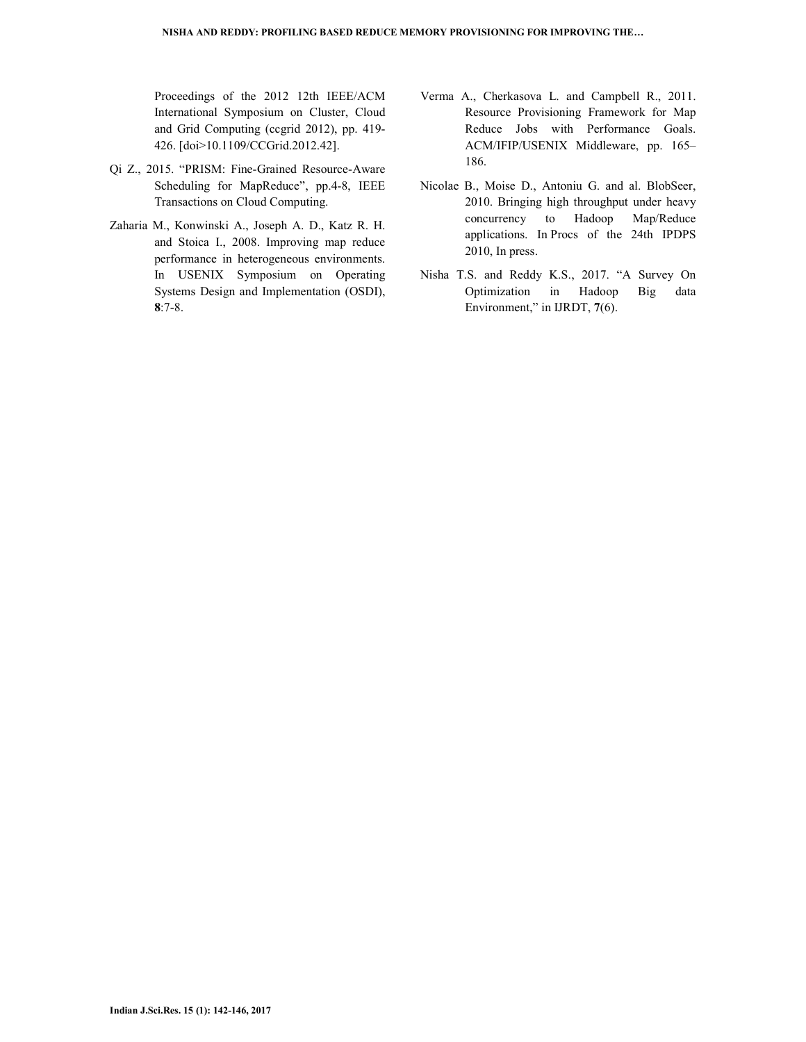Proceedings of the 2012 12th IEEE/ACM International Symposium on Cluster, Cloud and Grid Computing (ccgrid 2012), pp. 419-426. [doi>10.1109/CCGrid.2012.42].

Qi Z., 2015. "PRISM: Fine-Grained Resource-Aware Scheduling for MapReduce", pp.4-8, IEEE Transactions on Cloud Computing.

Zaharia M., Konwinski A., Joseph A. D., Katz R. H. and Stoica I., 2008. Improving map reduce performance in heterogeneous environments. In USENIX Symposium on Operating Systems Design and Implementation (OSDI), **8**:7-8.

Verma A., Cherkasova L. and Campbell R., 2011. Resource Provisioning Framework for Map Reduce Jobs with Performance Goals. ACM/IFIP/USENIX Middleware, pp. 165–186.

Nicolae B., Moise D., Antoniu G. and al. BlobSeer, 2010. Bringing high throughput under heavy concurrency to Hadoop Map/Reduce applications. In Procs of the 24th IPDPS 2010, In press.

Nisha T.S. and Reddy K.S., 2017. "A Survey On Optimization in Hadoop Big data Environment," in IJRDT, **7**(6).